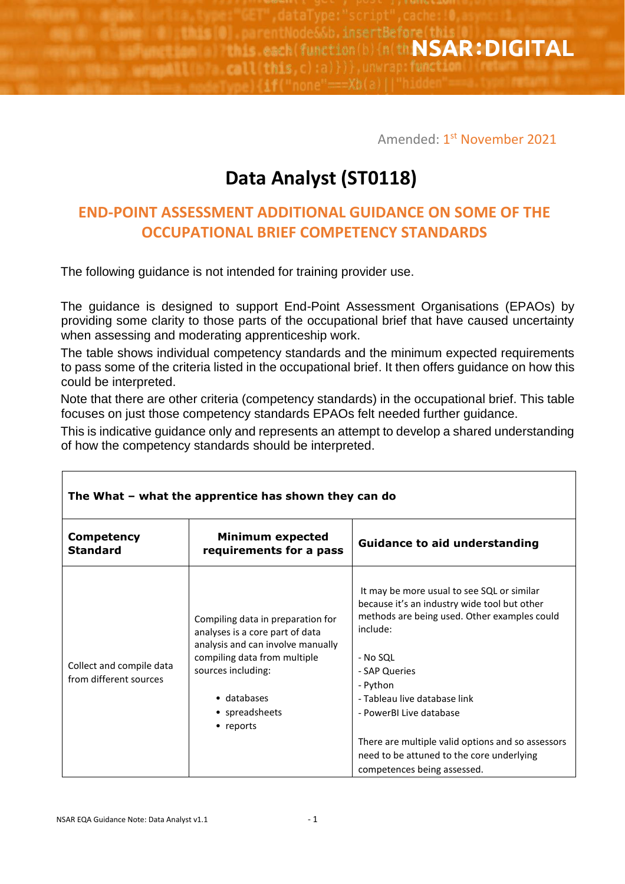NSAR:DIGITAL

Amended: 1st November 2021

# Data Analyst (ST0118)

## END-POINT ASSESSMENT ADDITIONAL GUIDANCE ON SOME OF THE OCCUPATIONAL BRIEF COMPETENCY STANDARDS

The following guidance is not intended for training provider use.

The guidance is designed to support End-Point Assessment Organisations (EPAOs) by providing some clarity to those parts of the occupational brief that have caused uncertainty when assessing and moderating apprenticeship work.

The table shows individual competency standards and the minimum expected requirements to pass some of the criteria listed in the occupational brief. It then offers guidance on how this could be interpreted.

Note that there are other criteria (competency standards) in the occupational brief. This table focuses on just those competency standards EPAOs felt needed further guidance.

This is indicative guidance only and represents an attempt to develop a shared understanding of how the competency standards should be interpreted.

| **The What – what the apprentice has shown they can do** | | |
|---|---|---|
| **Competency Standard** | **Minimum expected requirements for a pass** | **Guidance to aid understanding** |
| Collect and compile data from different sources | Compiling data in preparation for analyses is a core part of data analysis and can involve manually compiling data from multiple sources including:<br><br>• databases<br>• spreadsheets<br>• reports | It may be more usual to see SQL or similar because it's an industry wide tool but other methods are being used. Other examples could include:<br><br>- No SQL<br>- SAP Queries<br>- Python<br>- Tableau live database link<br>- PowerBI Live database<br><br>There are multiple valid options and so assessors need to be attuned to the core underlying competences being assessed. |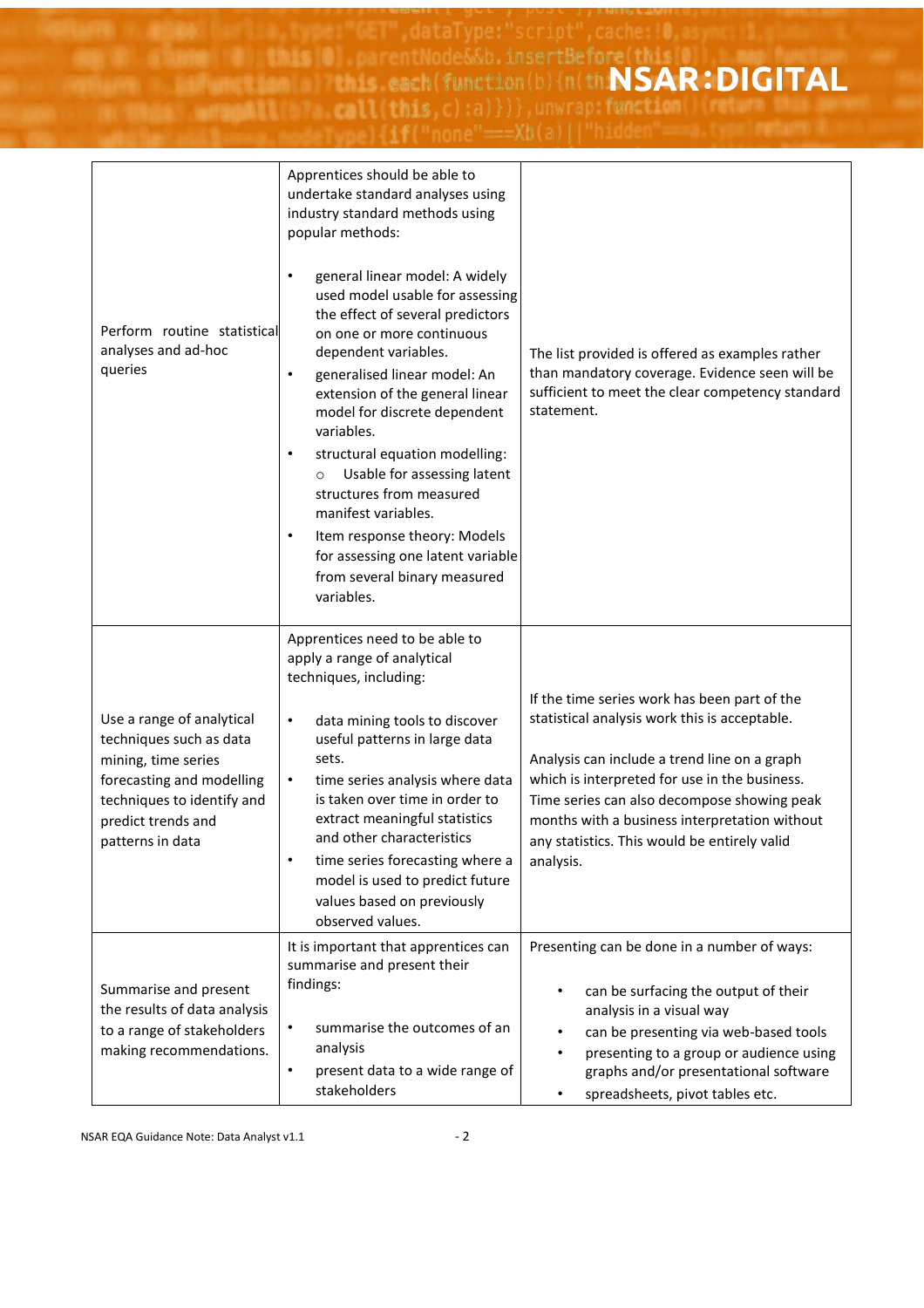| | | |
|---|---|---|
| Perform routine statistical analyses and ad-hoc queries | Apprentices should be able to undertake standard analyses using industry standard methods using popular methods:<br><br>• general linear model: A widely used model usable for assessing the effect of several predictors on one or more continuous dependent variables.<br>• generalised linear model: An extension of the general linear model for discrete dependent variables.<br>• structural equation modelling:<br>  ○ Usable for assessing latent structures from measured manifest variables.<br>• Item response theory: Models for assessing one latent variable from several binary measured variables. | The list provided is offered as examples rather than mandatory coverage. Evidence seen will be sufficient to meet the clear competency standard statement. |
| Use a range of analytical techniques such as data mining, time series forecasting and modelling techniques to identify and predict trends and patterns in data | Apprentices need to be able to apply a range of analytical techniques, including:<br><br>• data mining tools to discover useful patterns in large data sets.<br>• time series analysis where data is taken over time in order to extract meaningful statistics and other characteristics<br>• time series forecasting where a model is used to predict future values based on previously observed values. | If the time series work has been part of the statistical analysis work this is acceptable.<br><br>Analysis can include a trend line on a graph which is interpreted for use in the business. Time series can also decompose showing peak months with a business interpretation without any statistics. This would be entirely valid analysis. |
| Summarise and present the results of data analysis to a range of stakeholders making recommendations. | It is important that apprentices can summarise and present their findings:<br><br>• summarise the outcomes of an analysis<br>• present data to a wide range of stakeholders | Presenting can be done in a number of ways:<br><br>• can be surfacing the output of their analysis in a visual way<br>• can be presenting via web-based tools<br>• presenting to a group or audience using graphs and/or presentational software<br>• spreadsheets, pivot tables etc. |